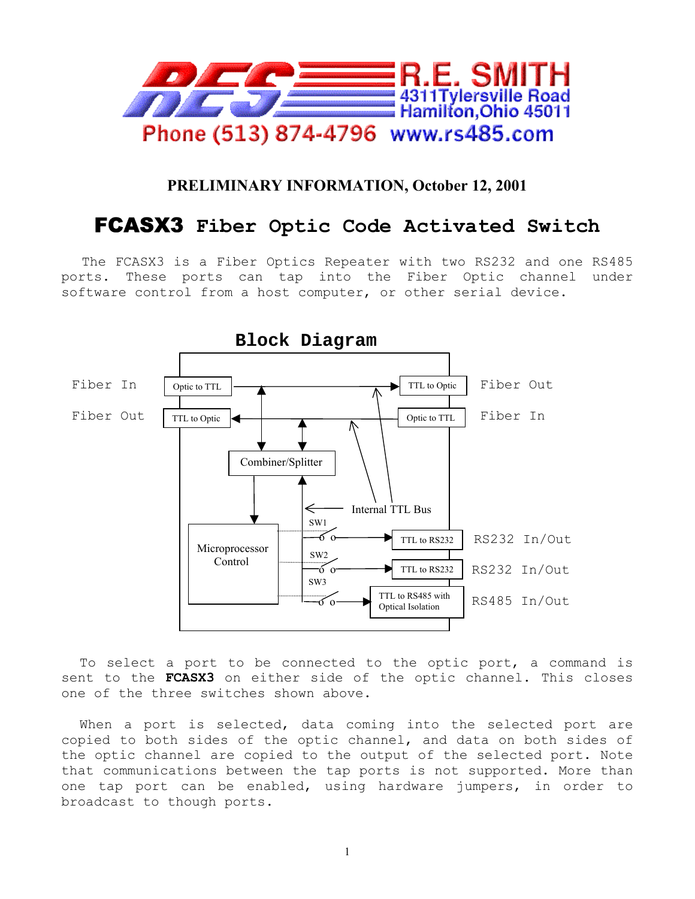R.E. SMITH
4311 Tylersville Road
Hamilton, Ohio 45011
Phone (513) 874-4796 www.rs485.com

**PRELIMINARY INFORMATION, October 12, 2001**

# FCASX3 Fiber Optic Code Activated Switch

The FCASX3 is a Fiber Optics Repeater with two RS232 and one RS485 ports. These ports can tap into the Fiber Optic channel under software control from a host computer, or other serial device.

## Block Diagram

Fiber In — Optic to TTL — TTL to Optic — Fiber Out

Fiber Out — TTL to Optic — Optic to TTL — Fiber In

Combiner/Splitter

Microprocessor Control

Internal TTL Bus

SW1 — TTL to RS232 — RS232 In/Out

SW2 — TTL to RS232 — RS232 In/Out

SW3 — TTL to RS485 with Optical Isolation — RS485 In/Out

To select a port to be connected to the optic port, a command is sent to the **FCASX3** on either side of the optic channel. This closes one of the three switches shown above.

When a port is selected, data coming into the selected port are copied to both sides of the optic channel, and data on both sides of the optic channel are copied to the output of the selected port. Note that communications between the tap ports is not supported. More than one tap port can be enabled, using hardware jumpers, in order to broadcast to though ports.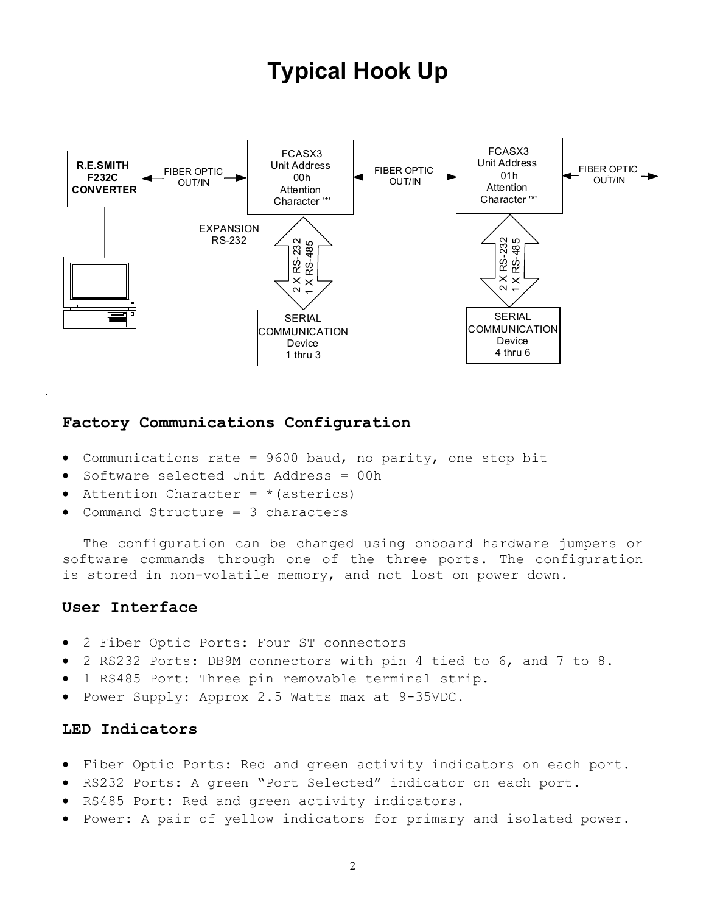# Typical Hook Up

R.E.SMITH F232C CONVERTER

FIBER OPTIC OUT/IN

FCASX3 Unit Address 00h Attention Character '*'

FIBER OPTIC OUT/IN

FCASX3 Unit Address 01h Attention Character '*'

FIBER OPTIC OUT/IN

EXPANSION RS-232

2 X RS-232 1 X RS-485

2 X RS-232 1 X RS-485

SERIAL COMMUNICATION Device 1 thru 3

SERIAL COMMUNICATION Device 4 thru 6

## Factory Communications Configuration

- Communications rate = 9600 baud, no parity, one stop bit
- Software selected Unit Address = 00h
- Attention Character = *(asterics)
- Command Structure = 3 characters

The configuration can be changed using onboard hardware jumpers or software commands through one of the three ports. The configuration is stored in non-volatile memory, and not lost on power down.

## User Interface

- 2 Fiber Optic Ports: Four ST connectors
- 2 RS232 Ports: DB9M connectors with pin 4 tied to 6, and 7 to 8.
- 1 RS485 Port: Three pin removable terminal strip.
- Power Supply: Approx 2.5 Watts max at 9-35VDC.

## LED Indicators

- Fiber Optic Ports: Red and green activity indicators on each port.
- RS232 Ports: A green "Port Selected" indicator on each port.
- RS485 Port: Red and green activity indicators.
- Power: A pair of yellow indicators for primary and isolated power.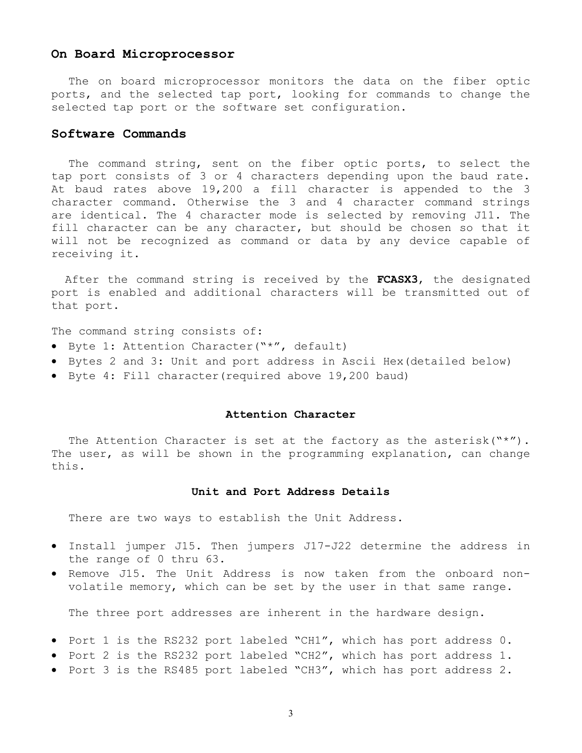## On Board Microprocessor

The on board microprocessor monitors the data on the fiber optic ports, and the selected tap port, looking for commands to change the selected tap port or the software set configuration.

## Software Commands

The command string, sent on the fiber optic ports, to select the tap port consists of 3 or 4 characters depending upon the baud rate. At baud rates above 19,200 a fill character is appended to the 3 character command. Otherwise the 3 and 4 character command strings are identical. The 4 character mode is selected by removing J11. The fill character can be any character, but should be chosen so that it will not be recognized as command or data by any device capable of receiving it.

After the command string is received by the **FCASX3**, the designated port is enabled and additional characters will be transmitted out of that port.

The command string consists of:

- Byte 1: Attention Character("*", default)
- Bytes 2 and 3: Unit and port address in Ascii Hex(detailed below)
- Byte 4: Fill character(required above 19,200 baud)

### Attention Character

The Attention Character is set at the factory as the asterisk("*"). The user, as will be shown in the programming explanation, can change this.

### Unit and Port Address Details

There are two ways to establish the Unit Address.

- Install jumper J15. Then jumpers J17-J22 determine the address in the range of 0 thru 63.
- Remove J15. The Unit Address is now taken from the onboard non-volatile memory, which can be set by the user in that same range.

The three port addresses are inherent in the hardware design.

- Port 1 is the RS232 port labeled "CH1", which has port address 0.
- Port 2 is the RS232 port labeled "CH2", which has port address 1.
- Port 3 is the RS485 port labeled "CH3", which has port address 2.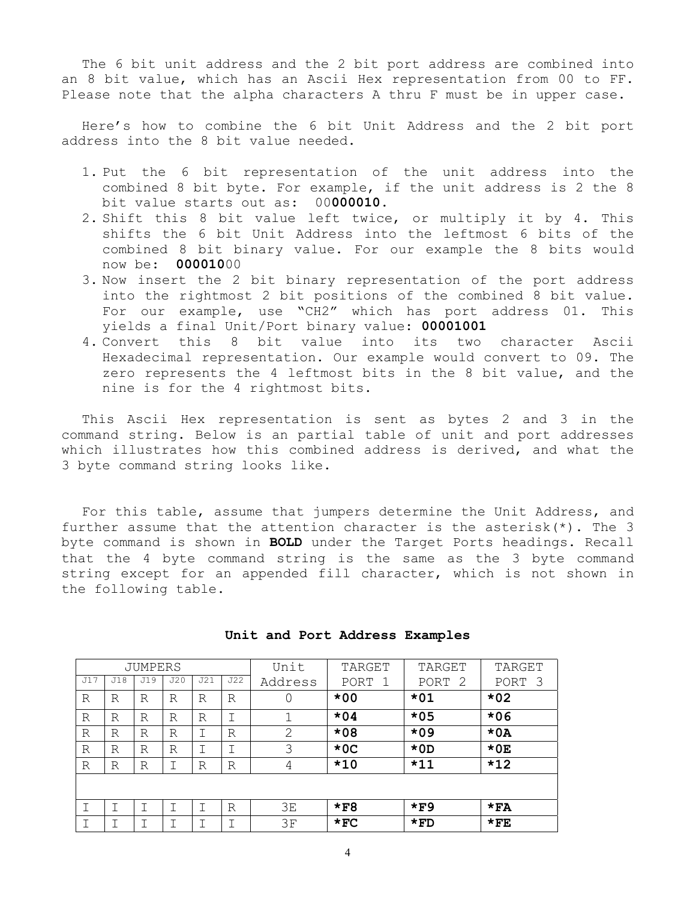The 6 bit unit address and the 2 bit port address are combined into an 8 bit value, which has an Ascii Hex representation from 00 to FF. Please note that the alpha characters A thru F must be in upper case.

Here's how to combine the 6 bit Unit Address and the 2 bit port address into the 8 bit value needed.

1. Put the 6 bit representation of the unit address into the combined 8 bit byte. For example, if the unit address is 2 the 8 bit value starts out as: 00**000010.**
2. Shift this 8 bit value left twice, or multiply it by 4. This shifts the 6 bit Unit Address into the leftmost 6 bits of the combined 8 bit binary value. For our example the 8 bits would now be: **000010**00
3. Now insert the 2 bit binary representation of the port address into the rightmost 2 bit positions of the combined 8 bit value. For our example, use "CH2" which has port address 01. This yields a final Unit/Port binary value: **00001001**
4. Convert this 8 bit value into its two character Ascii Hexadecimal representation. Our example would convert to 09. The zero represents the 4 leftmost bits in the 8 bit value, and the nine is for the 4 rightmost bits.

This Ascii Hex representation is sent as bytes 2 and 3 in the command string. Below is an partial table of unit and port addresses which illustrates how this combined address is derived, and what the 3 byte command string looks like.

For this table, assume that jumpers determine the Unit Address, and further assume that the attention character is the asterisk(*). The 3 byte command is shown in **BOLD** under the Target Ports headings. Recall that the 4 byte command string is the same as the 3 byte command string except for an appended fill character, which is not shown in the following table.

**Unit and Port Address Examples**

| JUMPERS | | | | | | Unit Address | TARGET PORT 1 | TARGET PORT 2 | TARGET PORT 3 |
|---|---|---|---|---|---|---|---|---|---|
| J17 | J18 | J19 | J20 | J21 | J22 | | | | |
| R | R | R | R | R | R | 0 | ***00** | ***01** | ***02** |
| R | R | R | R | R | I | 1 | ***04** | ***05** | ***06** |
| R | R | R | R | I | R | 2 | ***08** | ***09** | ***0A** |
| R | R | R | R | I | I | 3 | ***0C** | ***0D** | ***0E** |
| R | R | R | I | R | R | 4 | ***10** | ***11** | ***12** |
| | | | | | | | | | |
| I | I | I | I | I | R | 3E | ***F8** | ***F9** | ***FA** |
| I | I | I | I | I | I | 3F | ***FC** | ***FD** | ***FE** |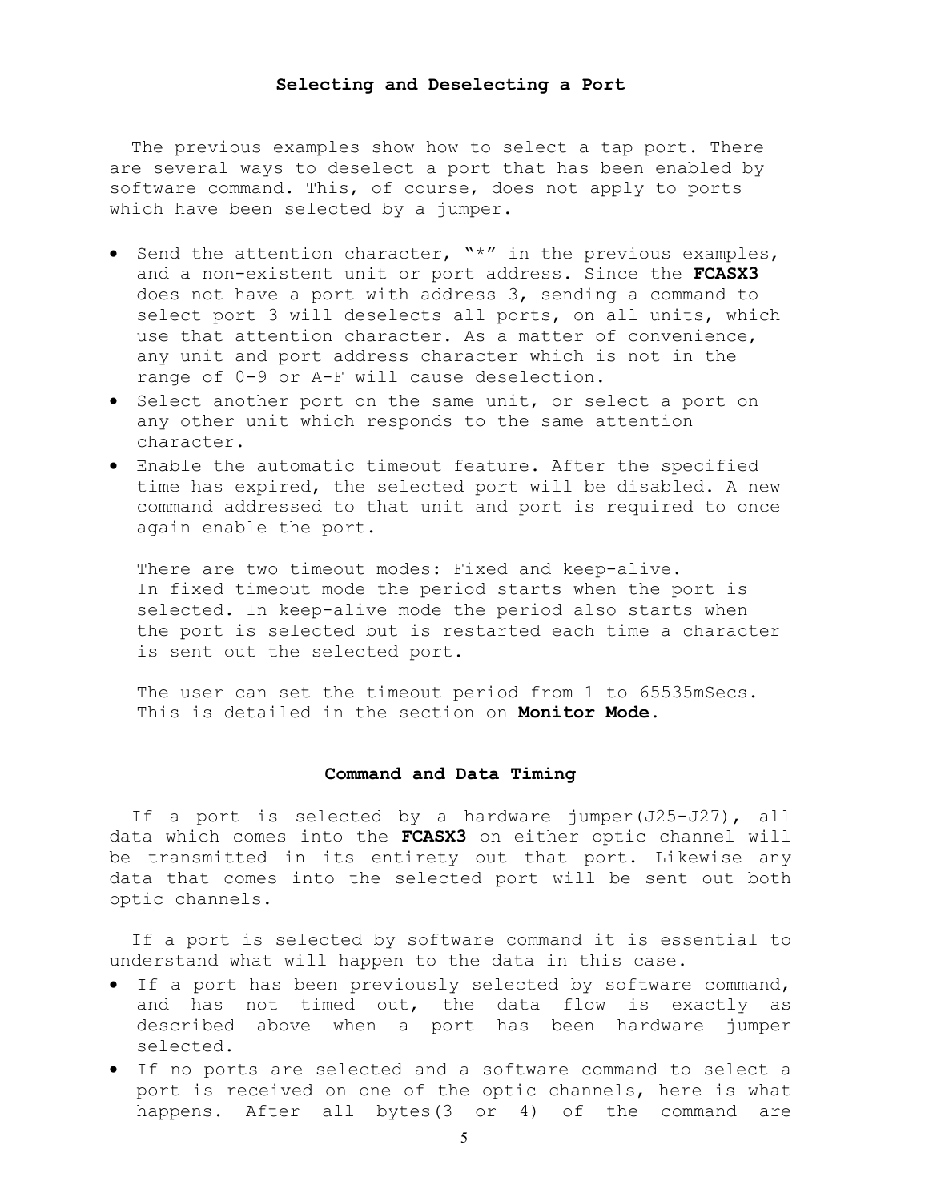## Selecting and Deselecting a Port

The previous examples show how to select a tap port. There are several ways to deselect a port that has been enabled by software command. This, of course, does not apply to ports which have been selected by a jumper.

- Send the attention character, "*" in the previous examples, and a non-existent unit or port address. Since the **FCASX3** does not have a port with address 3, sending a command to select port 3 will deselects all ports, on all units, which use that attention character. As a matter of convenience, any unit and port address character which is not in the range of 0-9 or A-F will cause deselection.
- Select another port on the same unit, or select a port on any other unit which responds to the same attention character.
- Enable the automatic timeout feature. After the specified time has expired, the selected port will be disabled. A new command addressed to that unit and port is required to once again enable the port.

  There are two timeout modes: Fixed and keep-alive. In fixed timeout mode the period starts when the port is selected. In keep-alive mode the period also starts when the port is selected but is restarted each time a character is sent out the selected port.

  The user can set the timeout period from 1 to 65535mSecs. This is detailed in the section on **Monitor Mode.**

## Command and Data Timing

If a port is selected by a hardware jumper(J25-J27), all data which comes into the **FCASX3** on either optic channel will be transmitted in its entirety out that port. Likewise any data that comes into the selected port will be sent out both optic channels.

If a port is selected by software command it is essential to understand what will happen to the data in this case.

- If a port has been previously selected by software command, and has not timed out, the data flow is exactly as described above when a port has been hardware jumper selected.
- If no ports are selected and a software command to select a port is received on one of the optic channels, here is what happens. After all bytes(3 or 4) of the command are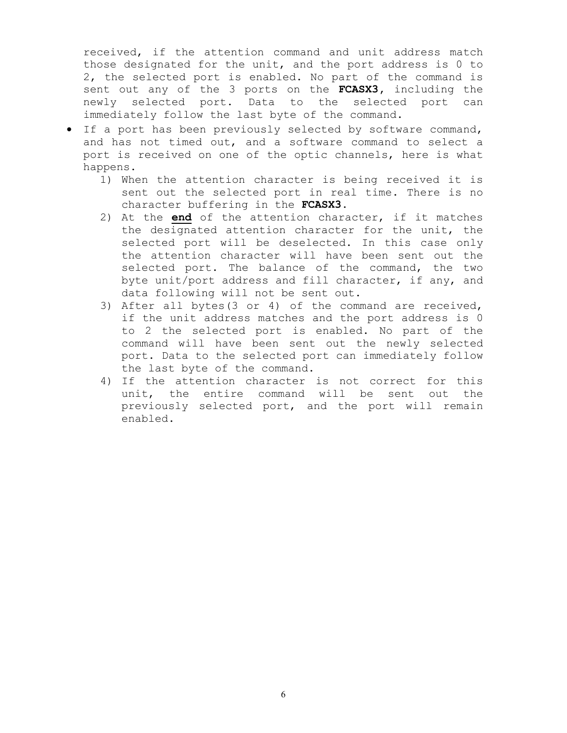received, if the attention command and unit address match those designated for the unit, and the port address is 0 to 2, the selected port is enabled. No part of the command is sent out any of the 3 ports on the **FCASX3**, including the newly selected port. Data to the selected port can immediately follow the last byte of the command.

- If a port has been previously selected by software command, and has not timed out, and a software command to select a port is received on one of the optic channels, here is what happens.
  1) When the attention character is being received it is sent out the selected port in real time. There is no character buffering in the **FCASX3**.
  2) At the **end** of the attention character, if it matches the designated attention character for the unit, the selected port will be deselected. In this case only the attention character will have been sent out the selected port. The balance of the command, the two byte unit/port address and fill character, if any, and data following will not be sent out.
  3) After all bytes(3 or 4) of the command are received, if the unit address matches and the port address is 0 to 2 the selected port is enabled. No part of the command will have been sent out the newly selected port. Data to the selected port can immediately follow the last byte of the command.
  4) If the attention character is not correct for this unit, the entire command will be sent out the previously selected port, and the port will remain enabled.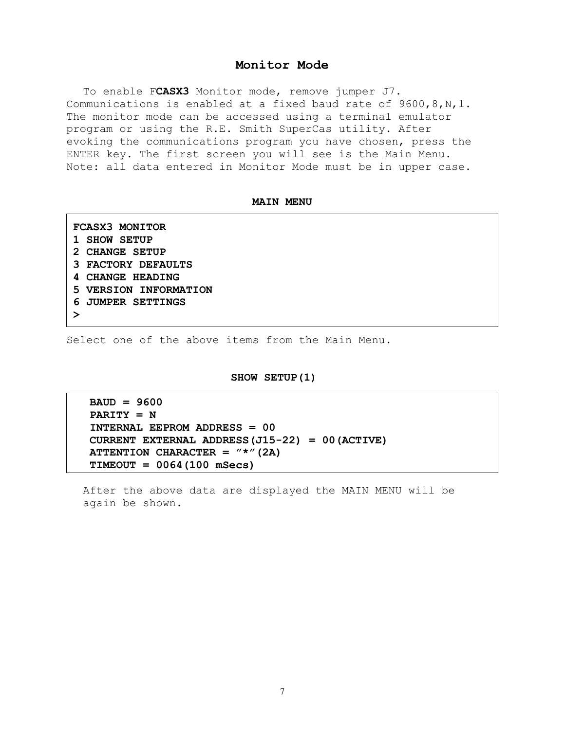## Monitor Mode

To enable F**CASX3** Monitor mode, remove jumper J7. Communications is enabled at a fixed baud rate of 9600,8,N,1. The monitor mode can be accessed using a terminal emulator program or using the R.E. Smith SuperCas utility. After evoking the communications program you have chosen, press the ENTER key. The first screen you will see is the Main Menu. Note: all data entered in Monitor Mode must be in upper case.

**MAIN MENU**

```
FCASX3 MONITOR
1 SHOW SETUP
2 CHANGE SETUP
3 FACTORY DEFAULTS
4 CHANGE HEADING
5 VERSION INFORMATION
6 JUMPER SETTINGS
>
```

Select one of the above items from the Main Menu.

**SHOW SETUP(1)**

```
BAUD = 9600
PARITY = N
INTERNAL EEPROM ADDRESS = 00
CURRENT EXTERNAL ADDRESS(J15-22) = 00(ACTIVE)
ATTENTION CHARACTER = "*"(2A)
TIMEOUT = 0064(100 mSecs)
```

After the above data are displayed the MAIN MENU will be again be shown.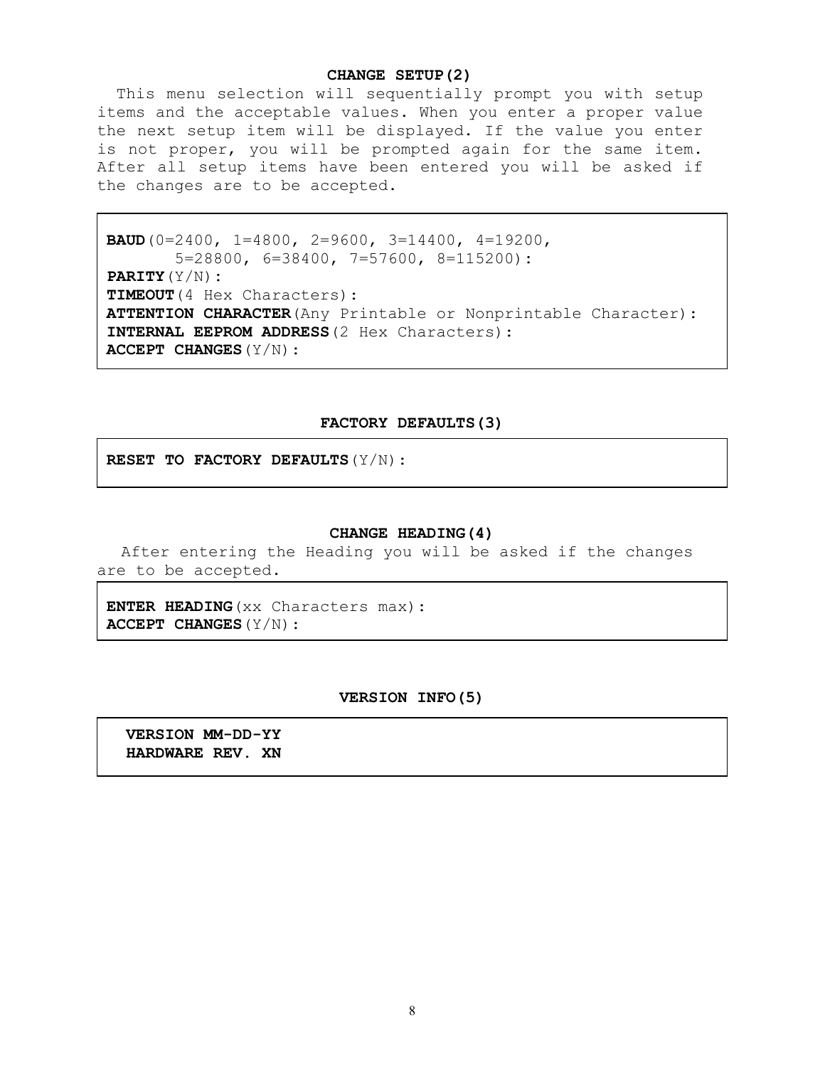### CHANGE SETUP(2)

This menu selection will sequentially prompt you with setup items and the acceptable values. When you enter a proper value the next setup item will be displayed. If the value you enter is not proper, you will be prompted again for the same item. After all setup items have been entered you will be asked if the changes are to be accepted.

```
BAUD(0=2400, 1=4800, 2=9600, 3=14400, 4=19200,
       5=28800, 6=38400, 7=57600, 8=115200):
PARITY(Y/N):
TIMEOUT(4 Hex Characters):
ATTENTION CHARACTER(Any Printable or Nonprintable Character):
INTERNAL EEPROM ADDRESS(2 Hex Characters):
ACCEPT CHANGES(Y/N):
```

### FACTORY DEFAULTS(3)

```
RESET TO FACTORY DEFAULTS(Y/N):
```

### CHANGE HEADING(4)

After entering the Heading you will be asked if the changes are to be accepted.

```
ENTER HEADING(xx Characters max):
ACCEPT CHANGES(Y/N):
```

### VERSION INFO(5)

```
VERSION MM-DD-YY
HARDWARE REV. XN
```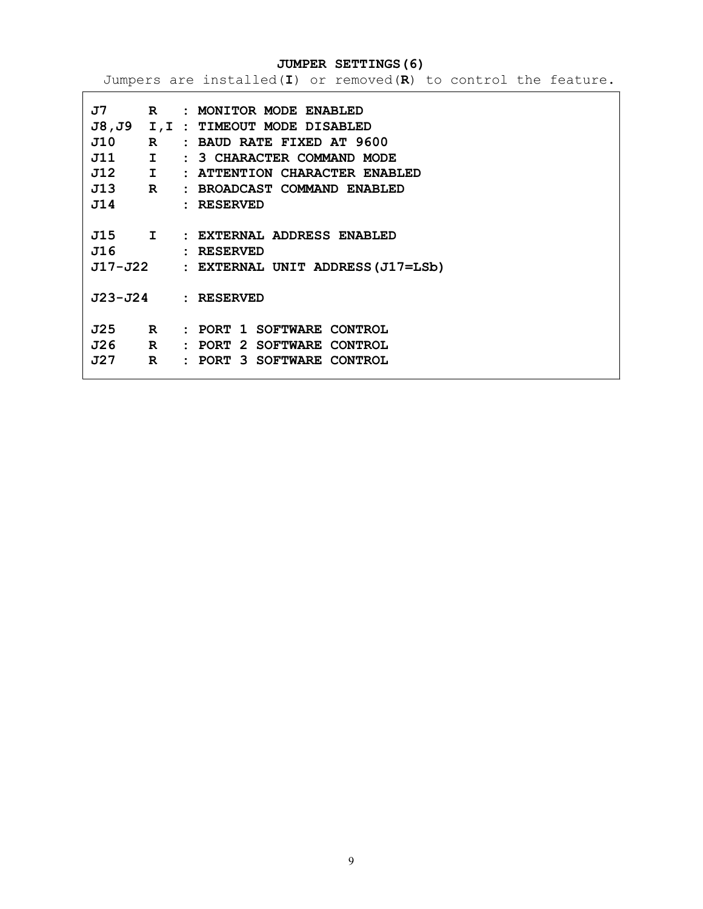**JUMPER SETTINGS(6)**

Jumpers are installed(**I**) or removed(**R**) to control the feature.

```
J7      R   : MONITOR MODE ENABLED
J8,J9   I,I : TIMEOUT MODE DISABLED
J10     R   : BAUD RATE FIXED AT 9600
J11     I   : 3 CHARACTER COMMAND MODE
J12     I   : ATTENTION CHARACTER ENABLED
J13     R   : BROADCAST COMMAND ENABLED
J14         : RESERVED

J15     I   : EXTERNAL ADDRESS ENABLED
J16         : RESERVED
J17-J22     : EXTERNAL UNIT ADDRESS(J17=LSb)

J23-J24     : RESERVED

J25     R   : PORT 1 SOFTWARE CONTROL
J26     R   : PORT 2 SOFTWARE CONTROL
J27     R   : PORT 3 SOFTWARE CONTROL
```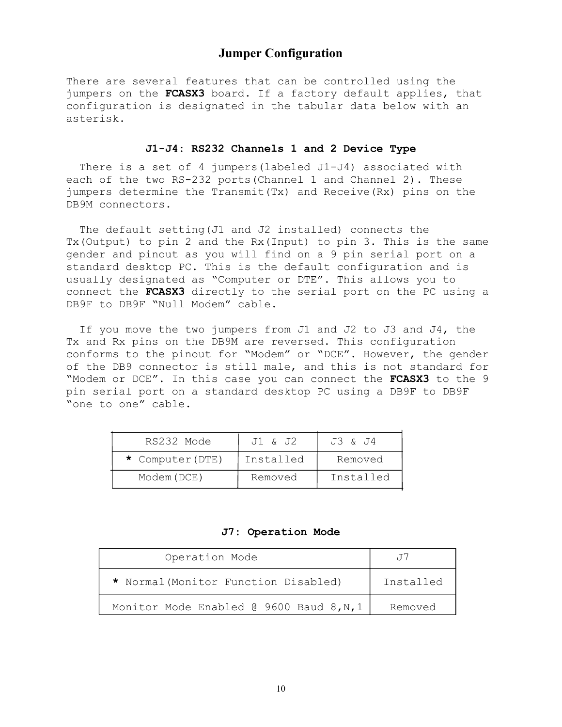## Jumper Configuration

There are several features that can be controlled using the jumpers on the **FCASX3** board. If a factory default applies, that configuration is designated in the tabular data below with an asterisk.

### ***J1-J4: RS232 Channels 1 and 2 Device Type***

There is a set of 4 jumpers(labeled J1-J4) associated with each of the two RS-232 ports(Channel 1 and Channel 2). These jumpers determine the Transmit(Tx) and Receive(Rx) pins on the DB9M connectors.

The default setting(J1 and J2 installed) connects the Tx(Output) to pin 2 and the Rx(Input) to pin 3. This is the same gender and pinout as you will find on a 9 pin serial port on a standard desktop PC. This is the default configuration and is usually designated as "Computer or DTE". This allows you to connect the **FCASX3** directly to the serial port on the PC using a DB9F to DB9F "Null Modem" cable.

If you move the two jumpers from J1 and J2 to J3 and J4, the Tx and Rx pins on the DB9M are reversed. This configuration conforms to the pinout for "Modem" or "DCE". However, the gender of the DB9 connector is still male, and this is not standard for "Modem or DCE". In this case you can connect the **FCASX3** to the 9 pin serial port on a standard desktop PC using a DB9F to DB9F "one to one" cable.

| RS232 Mode | J1 & J2 | J3 & J4 |
|---|---|---|
| **\*** Computer(DTE) | Installed | Removed |
| Modem(DCE) | Removed | Installed |

### J7: Operation Mode

| Operation Mode | J7 |
|---|---|
| **\*** Normal(Monitor Function Disabled) | Installed |
| Monitor Mode Enabled @ 9600 Baud 8,N,1 | Removed |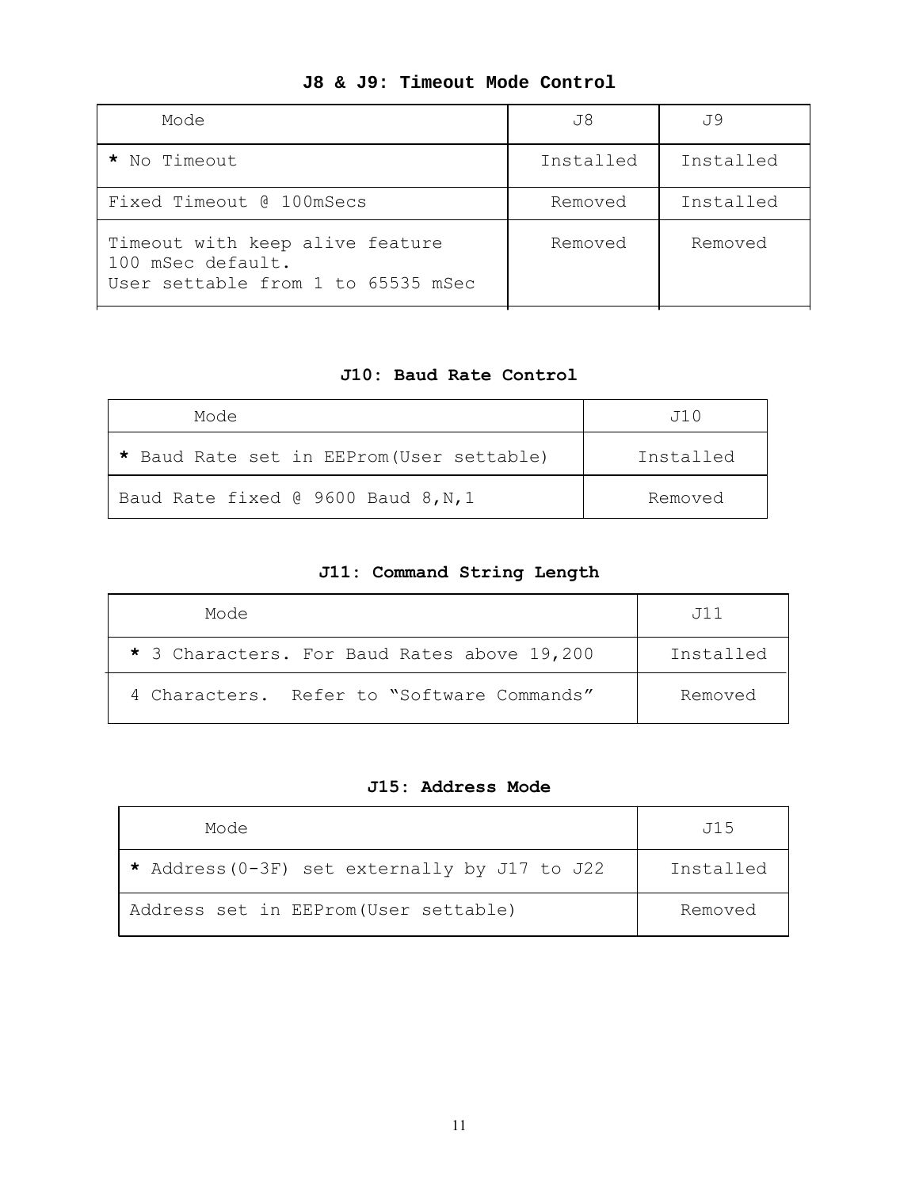**J8 & J9: Timeout Mode Control**

| Mode | J8 | J9 |
|---|---|---|
| * No Timeout | Installed | Installed |
| Fixed Timeout @ 100mSecs | Removed | Installed |
| Timeout with keep alive feature 100 mSec default. User settable from 1 to 65535 mSec | Removed | Removed |

**J10: Baud Rate Control**

| Mode | J10 |
|---|---|
| * Baud Rate set in EEProm(User settable) | Installed |
| Baud Rate fixed @ 9600 Baud 8,N,1 | Removed |

**J11: Command String Length**

| Mode | J11 |
|---|---|
| * 3 Characters. For Baud Rates above 19,200 | Installed |
| 4 Characters. Refer to "Software Commands" | Removed |

**J15: Address Mode**

| Mode | J15 |
|---|---|
| * Address(0-3F) set externally by J17 to J22 | Installed |
| Address set in EEProm(User settable) | Removed |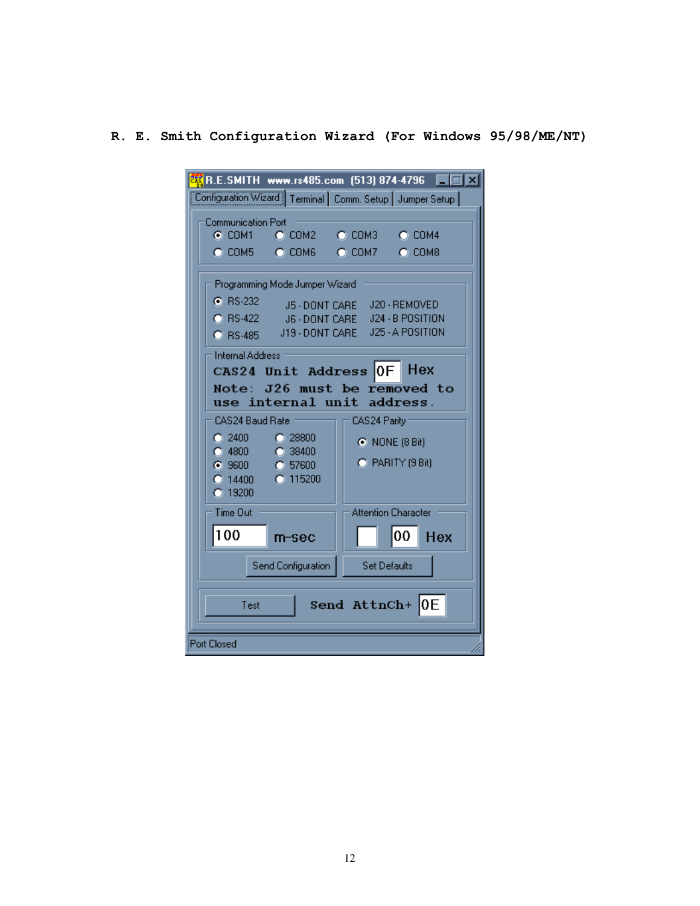# R. E. Smith Configuration Wizard (For Windows 95/98/ME/NT)

R.E.SMITH www.rs485.com (513) 874-4796

Configuration Wizard | Terminal | Comm. Setup | Jumper Setup

**Communication Port**

- (•) COM1
- ( ) COM2
- ( ) COM3
- ( ) COM4
- ( ) COM5
- ( ) COM6
- ( ) COM7
- ( ) COM8

**Programming Mode Jumper Wizard**

- (•) RS-232
- ( ) RS-422
- ( ) RS-485

J5 - DONT CARE | J20 - REMOVED
J6 - DONT CARE | J24 - B POSITION
J19 - DONT CARE | J25 - A POSITION

**Internal Address**

CAS24 Unit Address 0F Hex

Note: J26 must be removed to use internal unit address.

**CAS24 Baud Rate**

- ( ) 2400
- ( ) 4800
- (•) 9600
- ( ) 14400
- ( ) 19200
- ( ) 28800
- ( ) 38400
- ( ) 57600
- ( ) 115200

**CAS24 Parity**

- (•) NONE (8 Bit)
- ( ) PARITY (9 Bit)

**Time Out**

100 m-sec

**Attention Character**

00 Hex

Send Configuration | Set Defaults

Test | Send AttnCh+ 0E

Port Closed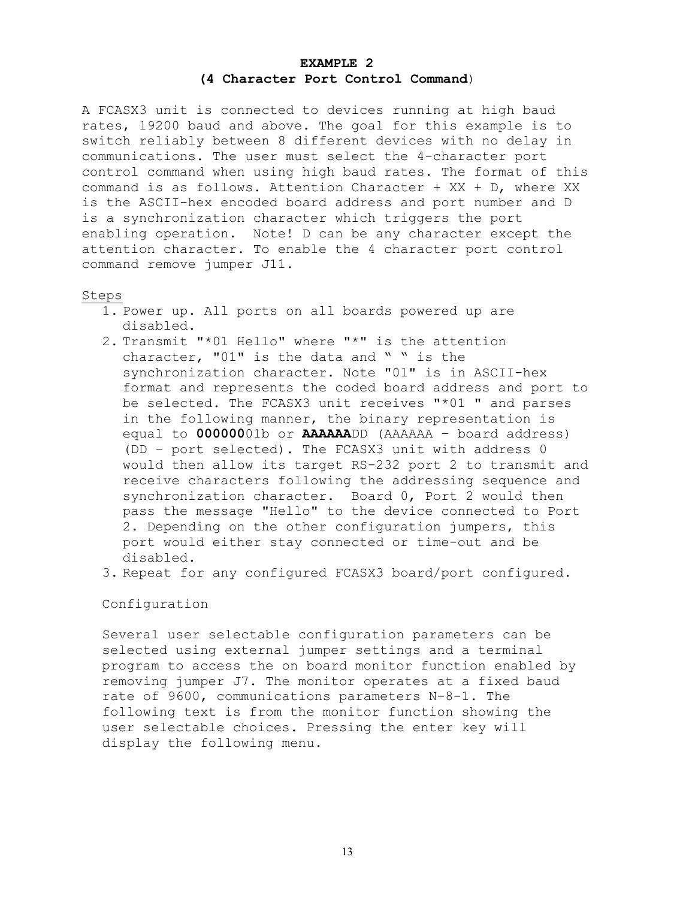**EXAMPLE 2**
**(4 Character Port Control Command)**

A FCASX3 unit is connected to devices running at high baud rates, 19200 baud and above. The goal for this example is to switch reliably between 8 different devices with no delay in communications. The user must select the 4-character port control command when using high baud rates. The format of this command is as follows. Attention Character + XX + D, where XX is the ASCII-hex encoded board address and port number and D is a synchronization character which triggers the port enabling operation. Note! D can be any character except the attention character. To enable the 4 character port control command remove jumper J11.

Steps

1. Power up. All ports on all boards powered up are disabled.
2. Transmit "*01 Hello" where "*" is the attention character, "01" is the data and " " is the synchronization character. Note "01" is in ASCII-hex format and represents the coded board address and port to be selected. The FCASX3 unit receives "*01 " and parses in the following manner, the binary representation is equal to **000000**01b or **AAAAAA**DD (AAAAAA – board address) (DD – port selected). The FCASX3 unit with address 0 would then allow its target RS-232 port 2 to transmit and receive characters following the addressing sequence and synchronization character. Board 0, Port 2 would then pass the message "Hello" to the device connected to Port 2. Depending on the other configuration jumpers, this port would either stay connected or time-out and be disabled.
3. Repeat for any configured FCASX3 board/port configured.

Configuration

Several user selectable configuration parameters can be selected using external jumper settings and a terminal program to access the on board monitor function enabled by removing jumper J7. The monitor operates at a fixed baud rate of 9600, communications parameters N-8-1. The following text is from the monitor function showing the user selectable choices. Pressing the enter key will display the following menu.